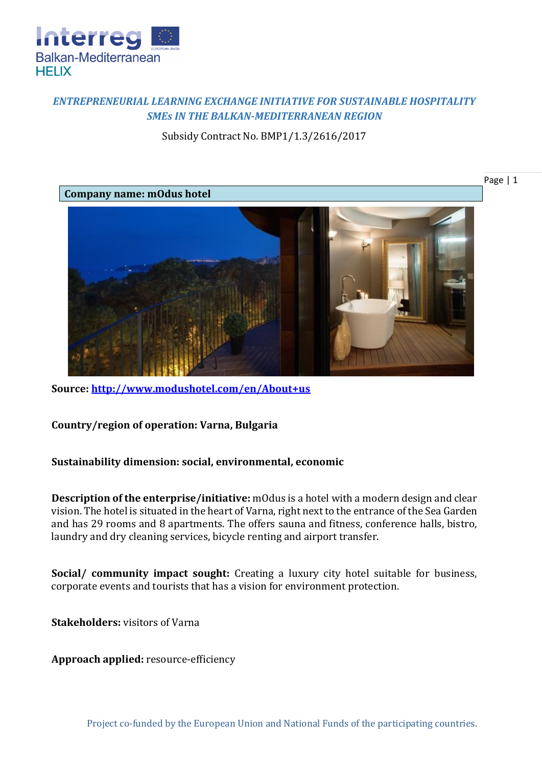*ENTREPRENEURIAL LEARNING EXCHANGE INITIATIVE FOR SUSTAINABLE HOSPITALITY SMEs IN THE BALKAN-MEDITERRANEAN REGION*

Subsidy Contract No. BMP1/1.3/2616/2017

**Company name: mOdus hotel**

**Source:** [http://www.modushotel.com/en/About+us](http://www.modushotel.com/en/About+us)

**Country/region of operation: Varna, Bulgaria**

**Sustainability dimension: social, environmental, economic**

**Description of the enterprise/initiative:** mOdus is a hotel with a modern design and clear vision. The hotel is situated in the heart of Varna, right next to the entrance of the Sea Garden and has 29 rooms and 8 apartments. The offers sauna and fitness, conference halls, bistro, laundry and dry cleaning services, bicycle renting and airport transfer.

**Social/ community impact sought:** Creating a luxury city hotel suitable for business, corporate events and tourists that has a vision for environment protection.

**Stakeholders:** visitors of Varna

**Approach applied:** resource-efficiency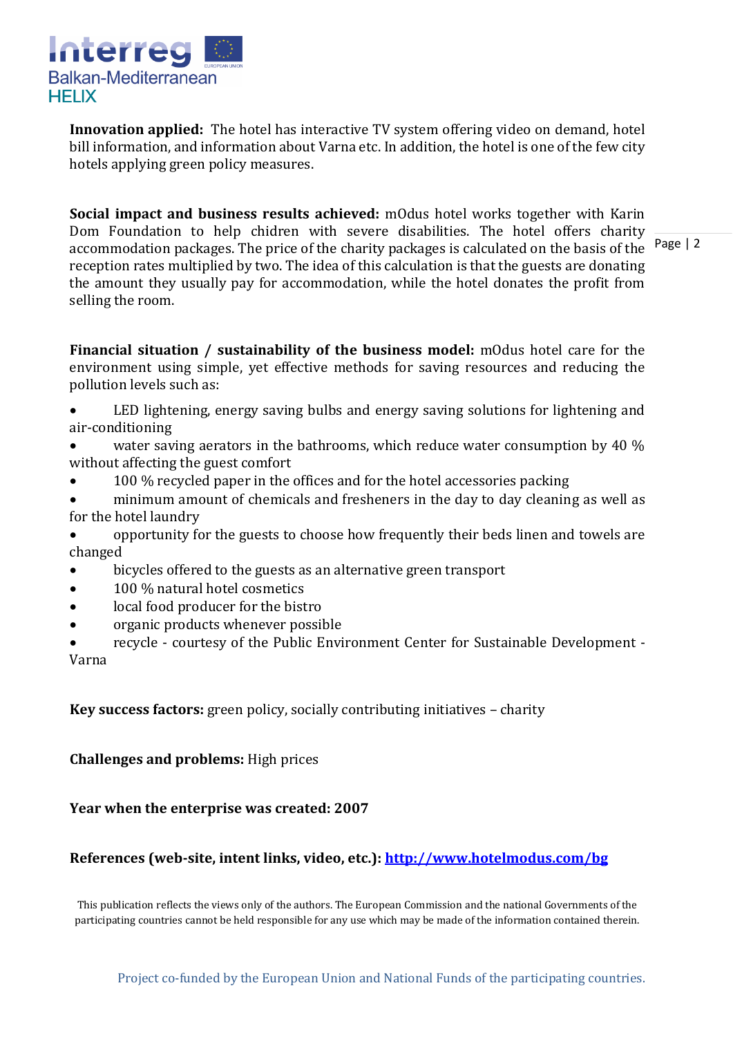**Innovation applied:** The hotel has interactive TV system offering video on demand, hotel bill information, and information about Varna etc. In addition, the hotel is one of the few city hotels applying green policy measures.

**Social impact and business results achieved:** mOdus hotel works together with Karin Dom Foundation to help chidren with severe disabilities. The hotel offers charity accommodation packages. The price of the charity packages is calculated on the basis of the reception rates multiplied by two. The idea of this calculation is that the guests are donating the amount they usually pay for accommodation, while the hotel donates the profit from selling the room.

**Financial situation / sustainability of the business model:** mOdus hotel care for the environment using simple, yet effective methods for saving resources and reducing the pollution levels such as:

- LED lightening, energy saving bulbs and energy saving solutions for lightening and air-conditioning
- water saving aerators in the bathrooms, which reduce water consumption by 40 % without affecting the guest comfort
- 100 % recycled paper in the offices and for the hotel accessories packing
- minimum amount of chemicals and fresheners in the day to day cleaning as well as for the hotel laundry
- opportunity for the guests to choose how frequently their beds linen and towels are changed
- bicycles offered to the guests as an alternative green transport
- 100 % natural hotel cosmetics
- local food producer for the bistro
- organic products whenever possible
- recycle - courtesy of the Public Environment Center for Sustainable Development - Varna

**Key success factors:** green policy, socially contributing initiatives – charity

**Challenges and problems:** High prices

**Year when the enterprise was created: 2007**

**References (web-site, intent links, video, etc.): [http://www.hotelmodus.com/bg](http://www.hotelmodus.com/bg)**

This publication reflects the views only of the authors. The European Commission and the national Governments of the participating countries cannot be held responsible for any use which may be made of the information contained therein.

Project co-funded by the European Union and National Funds of the participating countries.